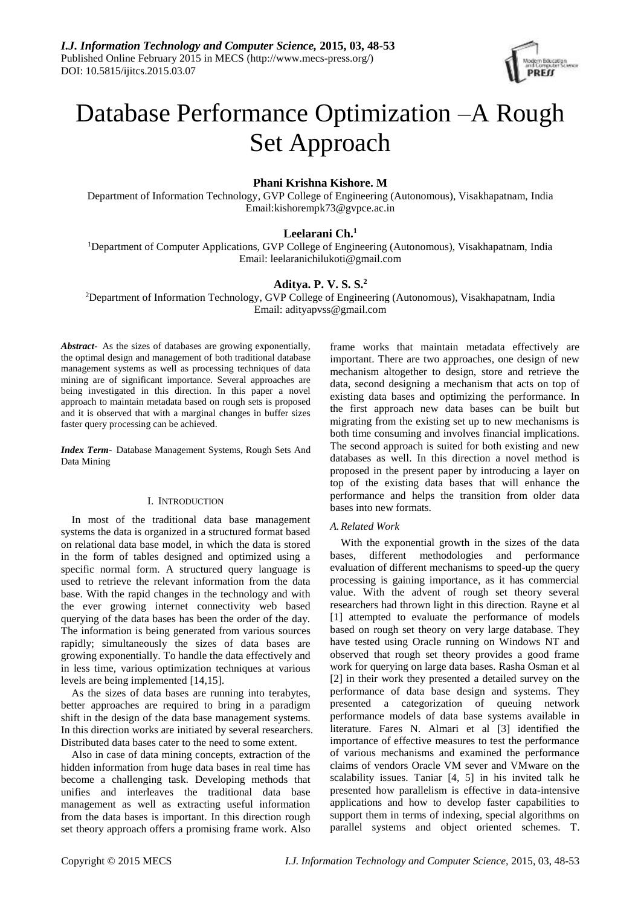# Database Performance Optimization –A Rough Set Approach

**Phani Krishna Kishore. M**

Department of Information Technology, GVP College of Engineering (Autonomous), Visakhapatnam, India
Email:kishorempk73@gvpce.ac.in

**Leelarani Ch.[1]**

[1]Department of Computer Applications, GVP College of Engineering (Autonomous), Visakhapatnam, India
Email: leelaranichilukoti@gmail.com

**Aditya. P. V. S. S.[2]**

[2]Department of Information Technology, GVP College of Engineering (Autonomous), Visakhapatnam, India
Email: adityapvss@gmail.com

***Abstract-*** As the sizes of databases are growing exponentially, the optimal design and management of both traditional database management systems as well as processing techniques of data mining are of significant importance. Several approaches are being investigated in this direction. In this paper a novel approach to maintain metadata based on rough sets is proposed and it is observed that with a marginal changes in buffer sizes faster query processing can be achieved.

***Index Term-*** Database Management Systems, Rough Sets And Data Mining

## I. INTRODUCTION

In most of the traditional data base management systems the data is organized in a structured format based on relational data base model, in which the data is stored in the form of tables designed and optimized using a specific normal form. A structured query language is used to retrieve the relevant information from the data base. With the rapid changes in the technology and with the ever growing internet connectivity web based querying of the data bases has been the order of the day. The information is being generated from various sources rapidly; simultaneously the sizes of data bases are growing exponentially. To handle the data effectively and in less time, various optimization techniques at various levels are being implemented [14,15].

As the sizes of data bases are running into terabytes, better approaches are required to bring in a paradigm shift in the design of the data base management systems. In this direction works are initiated by several researchers. Distributed data bases cater to the need to some extent.

Also in case of data mining concepts, extraction of the hidden information from huge data bases in real time has become a challenging task. Developing methods that unifies and interleaves the traditional data base management as well as extracting useful information from the data bases is important. In this direction rough set theory approach offers a promising frame work. Also frame works that maintain metadata effectively are important. There are two approaches, one design of new mechanism altogether to design, store and retrieve the data, second designing a mechanism that acts on top of existing data bases and optimizing the performance. In the first approach new data bases can be built but migrating from the existing set up to new mechanisms is both time consuming and involves financial implications. The second approach is suited for both existing and new databases as well. In this direction a novel method is proposed in the present paper by introducing a layer on top of the existing data bases that will enhance the performance and helps the transition from older data bases into new formats.

### *A. Related Work*

With the exponential growth in the sizes of the data bases, different methodologies and performance evaluation of different mechanisms to speed-up the query processing is gaining importance, as it has commercial value. With the advent of rough set theory several researchers had thrown light in this direction. Rayne et al [1] attempted to evaluate the performance of models based on rough set theory on very large database. They have tested using Oracle running on Windows NT and observed that rough set theory provides a good frame work for querying on large data bases. Rasha Osman et al [2] in their work they presented a detailed survey on the performance of data base design and systems. They presented a categorization of queuing network performance models of data base systems available in literature. Fares N. Almari et al [3] identified the importance of effective measures to test the performance of various mechanisms and examined the performance claims of vendors Oracle VM sever and VMware on the scalability issues. Taniar [4, 5] in his invited talk he presented how parallelism is effective in data-intensive applications and how to develop faster capabilities to support them in terms of indexing, special algorithms on parallel systems and object oriented schemes. T.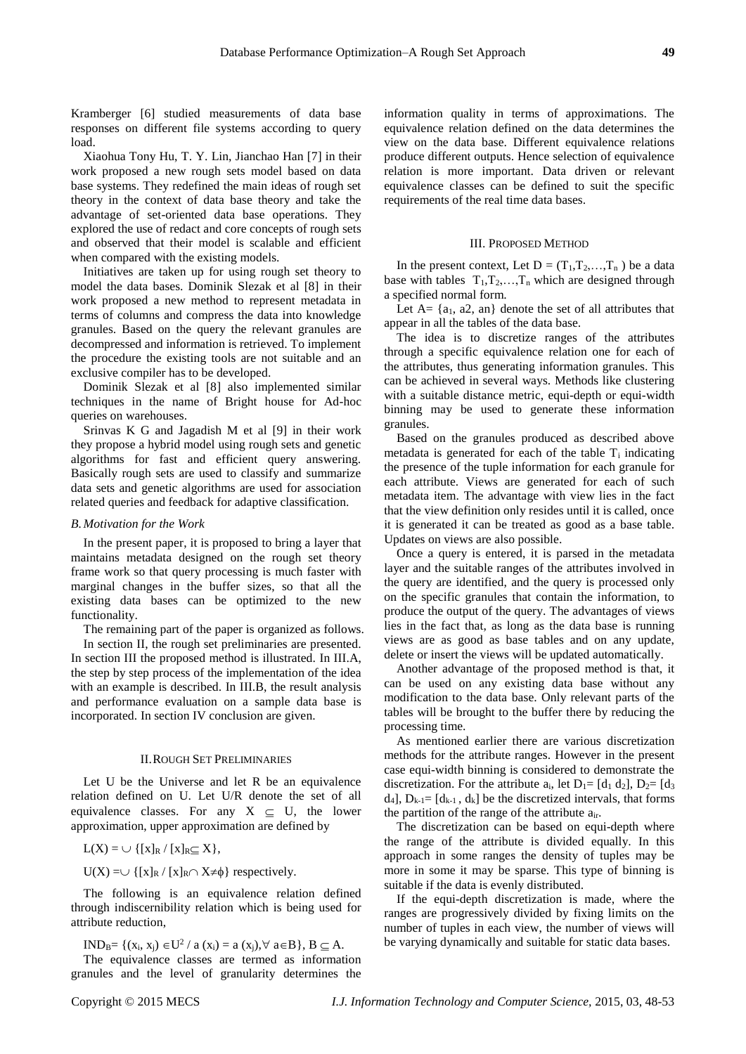Kramberger [6] studied measurements of data base responses on different file systems according to query load.

Xiaohua Tony Hu, T. Y. Lin, Jianchao Han [7] in their work proposed a new rough sets model based on data base systems. They redefined the main ideas of rough set theory in the context of data base theory and take the advantage of set-oriented data base operations. They explored the use of redact and core concepts of rough sets and observed that their model is scalable and efficient when compared with the existing models.

Initiatives are taken up for using rough set theory to model the data bases. Dominik Slezak et al [8] in their work proposed a new method to represent metadata in terms of columns and compress the data into knowledge granules. Based on the query the relevant granules are decompressed and information is retrieved. To implement the procedure the existing tools are not suitable and an exclusive compiler has to be developed.

Dominik Slezak et al [8] also implemented similar techniques in the name of Bright house for Ad-hoc queries on warehouses.

Srinvas K G and Jagadish M et al [9] in their work they propose a hybrid model using rough sets and genetic algorithms for fast and efficient query answering. Basically rough sets are used to classify and summarize data sets and genetic algorithms are used for association related queries and feedback for adaptive classification.

### *B. Motivation for the Work*

In the present paper, it is proposed to bring a layer that maintains metadata designed on the rough set theory frame work so that query processing is much faster with marginal changes in the buffer sizes, so that all the existing data bases can be optimized to the new functionality.

The remaining part of the paper is organized as follows.

In section II, the rough set preliminaries are presented. In section III the proposed method is illustrated. In III.A, the step by step process of the implementation of the idea with an example is described. In III.B, the result analysis and performance evaluation on a sample data base is incorporated. In section IV conclusion are given.

## II. Rough Set Preliminaries

Let U be the Universe and let R be an equivalence relation defined on U. Let U/R denote the set of all equivalence classes. For any $X \subseteq U$, the lower approximation, upper approximation are defined by

$$L(X) = \cup \{[x]_R \,/\, [x]_R \subseteq X\},$$

$$U(X) = \cup \{[x]_R \,/\, [x]_R \cap X \neq \phi\} \text{ respectively.}$$

The following is an equivalence relation defined through indiscernibility relation which is being used for attribute reduction,

$$IND_B = \{(x_i, x_j) \in U^2 \,/\, a(x_i) = a(x_j), \forall\, a \in B\},\ B \subseteq A.$$

The equivalence classes are termed as information granules and the level of granularity determines the information quality in terms of approximations. The equivalence relation defined on the data determines the view on the data base. Different equivalence relations produce different outputs. Hence selection of equivalence relation is more important. Data driven or relevant equivalence classes can be defined to suit the specific requirements of the real time data bases.

## III. Proposed Method

In the present context, Let $D = (T_1, T_2, \ldots, T_n)$ be a data base with tables $T_1, T_2, \ldots, T_n$ which are designed through a specified normal form.

Let $A = \{a_1, a2, an\}$ denote the set of all attributes that appear in all the tables of the data base.

The idea is to discretize ranges of the attributes through a specific equivalence relation one for each of the attributes, thus generating information granules. This can be achieved in several ways. Methods like clustering with a suitable distance metric, equi-depth or equi-width binning may be used to generate these information granules.

Based on the granules produced as described above metadata is generated for each of the table $T_i$ indicating the presence of the tuple information for each granule for each attribute. Views are generated for each of such metadata item. The advantage with view lies in the fact that the view definition only resides until it is called, once it is generated it can be treated as good as a base table. Updates on views are also possible.

Once a query is entered, it is parsed in the metadata layer and the suitable ranges of the attributes involved in the query are identified, and the query is processed only on the specific granules that contain the information, to produce the output of the query. The advantages of views lies in the fact that, as long as the data base is running views are as good as base tables and on any update, delete or insert the views will be updated automatically.

Another advantage of the proposed method is that, it can be used on any existing data base without any modification to the data base. Only relevant parts of the tables will be brought to the buffer there by reducing the processing time.

As mentioned earlier there are various discretization methods for the attribute ranges. However in the present case equi-width binning is considered to demonstrate the discretization. For the attribute $a_i$, let $D_1 = [d_1\ d_2]$, $D_2 = [d_3\ d_4]$, $D_{k-1} = [d_{k-1}, d_k]$ be the discretized intervals, that forms the partition of the range of the attribute $a_{ir}$.

The discretization can be based on equi-depth where the range of the attribute is divided equally. In this approach in some ranges the density of tuples may be more in some it may be sparse. This type of binning is suitable if the data is evenly distributed.

If the equi-depth discretization is made, where the ranges are progressively divided by fixing limits on the number of tuples in each view, the number of views will be varying dynamically and suitable for static data bases.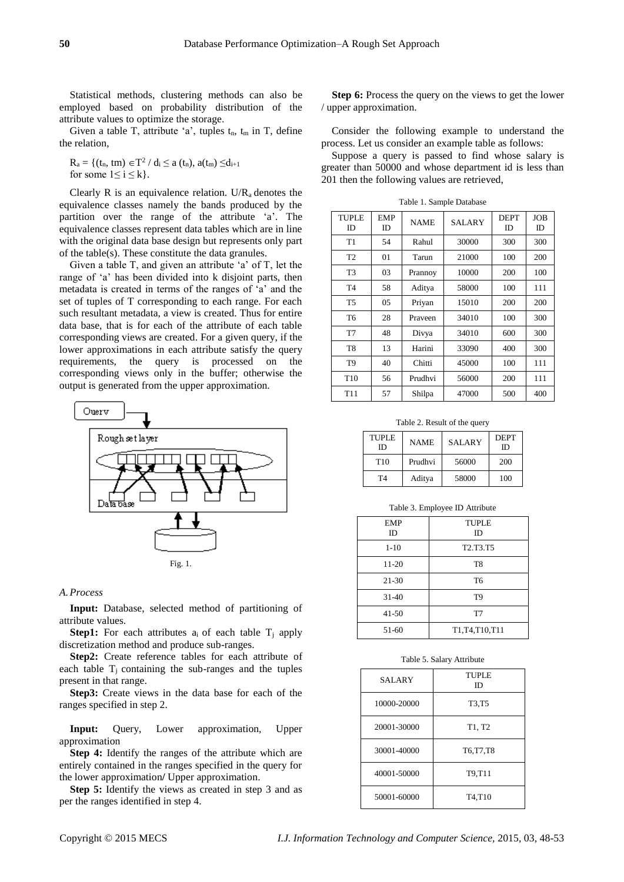Statistical methods, clustering methods can also be employed based on probability distribution of the attribute values to optimize the storage.

Given a table T, attribute 'a', tuples $t_n$, $t_m$ in T, define the relation,

$R_a = \{(t_n, tm) \in T^2 / d_i \leq a(t_n), a(t_m) \leq d_{i+1}$ for some $1 \leq i \leq k\}$.

Clearly R is an equivalence relation. $U/R_a$ denotes the equivalence classes namely the bands produced by the partition over the range of the attribute 'a'. The equivalence classes represent data tables which are in line with the original data base design but represents only part of the table(s). These constitute the data granules.

Given a table T, and given an attribute 'a' of T, let the range of 'a' has been divided into k disjoint parts, then metadata is created in terms of the ranges of 'a' and the set of tuples of T corresponding to each range. For each such resultant metadata, a view is created. Thus for entire data base, that is for each of the attribute of each table corresponding views are created. For a given query, if the lower approximations in each attribute satisfy the query requirements, the query is processed on the corresponding views only in the buffer; otherwise the output is generated from the upper approximation.

Fig. 1.

### *A. Process*

**Input:** Database, selected method of partitioning of attribute values.

**Step1:** For each attributes $a_i$ of each table $T_j$ apply discretization method and produce sub-ranges.

**Step2:** Create reference tables for each attribute of each table $T_j$ containing the sub-ranges and the tuples present in that range.

**Step3:** Create views in the data base for each of the ranges specified in step 2.

**Input:** Query, Lower approximation, Upper approximation

**Step 4:** Identify the ranges of the attribute which are entirely contained in the ranges specified in the query for the lower approximation/ Upper approximation.

**Step 5:** Identify the views as created in step 3 and as per the ranges identified in step 4.

**Step 6:** Process the query on the views to get the lower / upper approximation.

Consider the following example to understand the process. Let us consider an example table as follows:

Suppose a query is passed to find whose salary is greater than 50000 and whose department id is less than 201 then the following values are retrieved,

Table 1. Sample Database

| TUPLE ID | EMP ID | NAME | SALARY | DEPT ID | JOB ID |
|---|---|---|---|---|---|
| T1 | 54 | Rahul | 30000 | 300 | 300 |
| T2 | 01 | Tarun | 21000 | 100 | 200 |
| T3 | 03 | Prannoy | 10000 | 200 | 100 |
| T4 | 58 | Aditya | 58000 | 100 | 111 |
| T5 | 05 | Priyan | 15010 | 200 | 200 |
| T6 | 28 | Praveen | 34010 | 100 | 300 |
| T7 | 48 | Divya | 34010 | 600 | 300 |
| T8 | 13 | Harini | 33090 | 400 | 300 |
| T9 | 40 | Chitti | 45000 | 100 | 111 |
| T10 | 56 | Prudhvi | 56000 | 200 | 111 |
| T11 | 57 | Shilpa | 47000 | 500 | 400 |

Table 2. Result of the query

| TUPLE ID | NAME | SALARY | DEPT ID |
|---|---|---|---|
| T10 | Prudhvi | 56000 | 200 |
| T4 | Aditya | 58000 | 100 |

Table 3. Employee ID Attribute

| EMP ID | TUPLE ID |
|---|---|
| 1-10 | T2.T3.T5 |
| 11-20 | T8 |
| 21-30 | T6 |
| 31-40 | T9 |
| 41-50 | T7 |
| 51-60 | T1,T4,T10,T11 |

Table 5. Salary Attribute

| SALARY | TUPLE ID |
|---|---|
| 10000-20000 | T3,T5 |
| 20001-30000 | T1, T2 |
| 30001-40000 | T6,T7,T8 |
| 40001-50000 | T9,T11 |
| 50001-60000 | T4,T10 |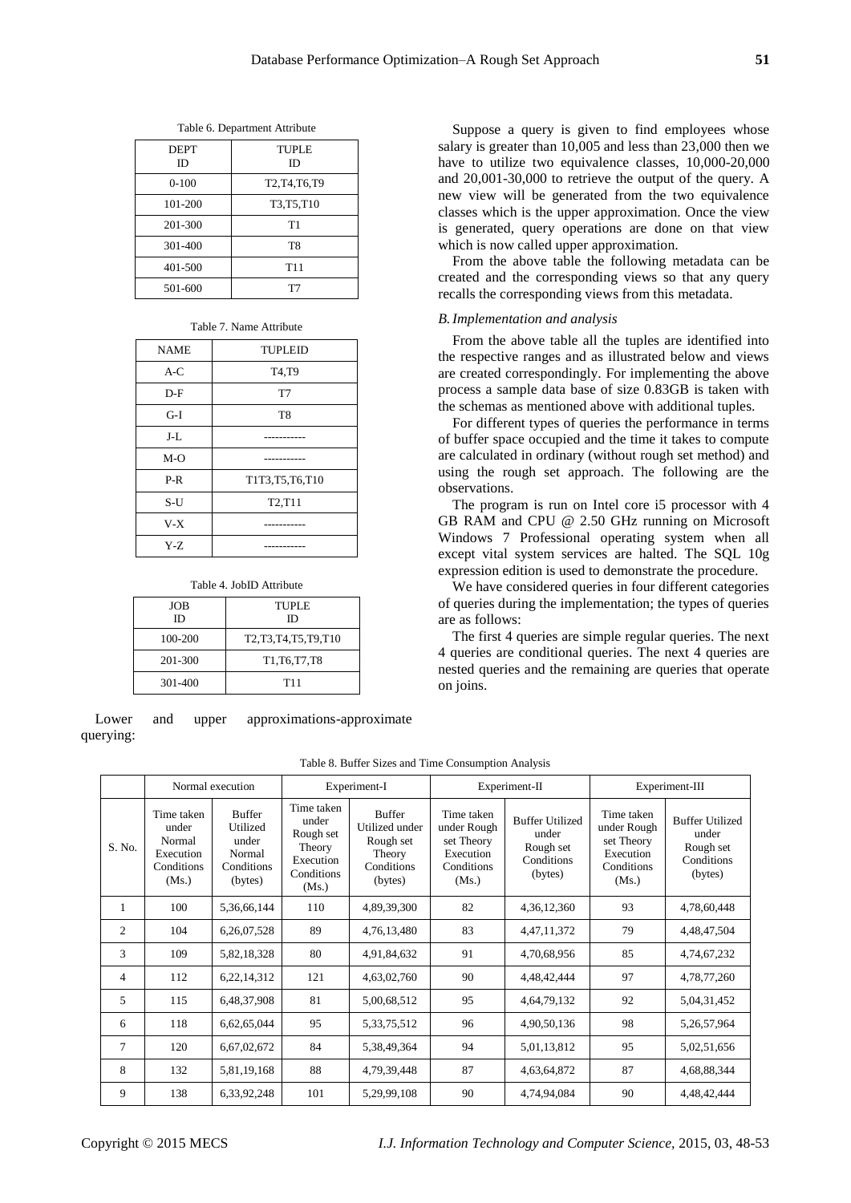Table 6. Department Attribute

| DEPT ID | TUPLE ID |
|---|---|
| 0-100 | T2,T4,T6,T9 |
| 101-200 | T3,T5,T10 |
| 201-300 | T1 |
| 301-400 | T8 |
| 401-500 | T11 |
| 501-600 | T7 |

Table 7. Name Attribute

| NAME | TUPLEID |
|---|---|
| A-C | T4,T9 |
| D-F | T7 |
| G-I | T8 |
| J-L | ----------- |
| M-O | ----------- |
| P-R | T1T3,T5,T6,T10 |
| S-U | T2,T11 |
| V-X | ----------- |
| Y-Z | ----------- |

Table 4. JobID Attribute

| JOB ID | TUPLE ID |
|---|---|
| 100-200 | T2,T3,T4,T5,T9,T10 |
| 201-300 | T1,T6,T7,T8 |
| 301-400 | T11 |

Lower and upper approximations-approximate querying:

Suppose a query is given to find employees whose salary is greater than 10,005 and less than 23,000 then we have to utilize two equivalence classes, 10,000-20,000 and 20,001-30,000 to retrieve the output of the query. A new view will be generated from the two equivalence classes which is the upper approximation. Once the view is generated, query operations are done on that view which is now called upper approximation.

From the above table the following metadata can be created and the corresponding views so that any query recalls the corresponding views from this metadata.

### *B. Implementation and analysis*

From the above table all the tuples are identified into the respective ranges and as illustrated below and views are created correspondingly. For implementing the above process a sample data base of size 0.83GB is taken with the schemas as mentioned above with additional tuples.

For different types of queries the performance in terms of buffer space occupied and the time it takes to compute are calculated in ordinary (without rough set method) and using the rough set approach. The following are the observations.

The program is run on Intel core i5 processor with 4 GB RAM and CPU @ 2.50 GHz running on Microsoft Windows 7 Professional operating system when all except vital system services are halted. The SQL 10g expression edition is used to demonstrate the procedure.

We have considered queries in four different categories of queries during the implementation; the types of queries are as follows:

The first 4 queries are simple regular queries. The next 4 queries are conditional queries. The next 4 queries are nested queries and the remaining are queries that operate on joins.

Table 8. Buffer Sizes and Time Consumption Analysis

| S. No. | Normal execution | | Experiment-I | | Experiment-II | | Experiment-III | |
|---|---|---|---|---|---|---|---|---|
| | Time taken under Normal Execution Conditions (Ms.) | Buffer Utilized under Normal Conditions (bytes) | Time taken under Rough set Theory Execution Conditions (Ms.) | Buffer Utilized under Rough set Theory Conditions (bytes) | Time taken under Rough set Theory Execution Conditions (Ms.) | Buffer Utilized under Rough set Conditions (bytes) | Time taken under Rough set Theory Execution Conditions (Ms.) | Buffer Utilized under Rough set Conditions (bytes) |
| 1 | 100 | 5,36,66,144 | 110 | 4,89,39,300 | 82 | 4,36,12,360 | 93 | 4,78,60,448 |
| 2 | 104 | 6,26,07,528 | 89 | 4,76,13,480 | 83 | 4,47,11,372 | 79 | 4,48,47,504 |
| 3 | 109 | 5,82,18,328 | 80 | 4,91,84,632 | 91 | 4,70,68,956 | 85 | 4,74,67,232 |
| 4 | 112 | 6,22,14,312 | 121 | 4,63,02,760 | 90 | 4,48,42,444 | 97 | 4,78,77,260 |
| 5 | 115 | 6,48,37,908 | 81 | 5,00,68,512 | 95 | 4,64,79,132 | 92 | 5,04,31,452 |
| 6 | 118 | 6,62,65,044 | 95 | 5,33,75,512 | 96 | 4,90,50,136 | 98 | 5,26,57,964 |
| 7 | 120 | 6,67,02,672 | 84 | 5,38,49,364 | 94 | 5,01,13,812 | 95 | 5,02,51,656 |
| 8 | 132 | 5,81,19,168 | 88 | 4,79,39,448 | 87 | 4,63,64,872 | 87 | 4,68,88,344 |
| 9 | 138 | 6,33,92,248 | 101 | 5,29,99,108 | 90 | 4,74,94,084 | 90 | 4,48,42,444 |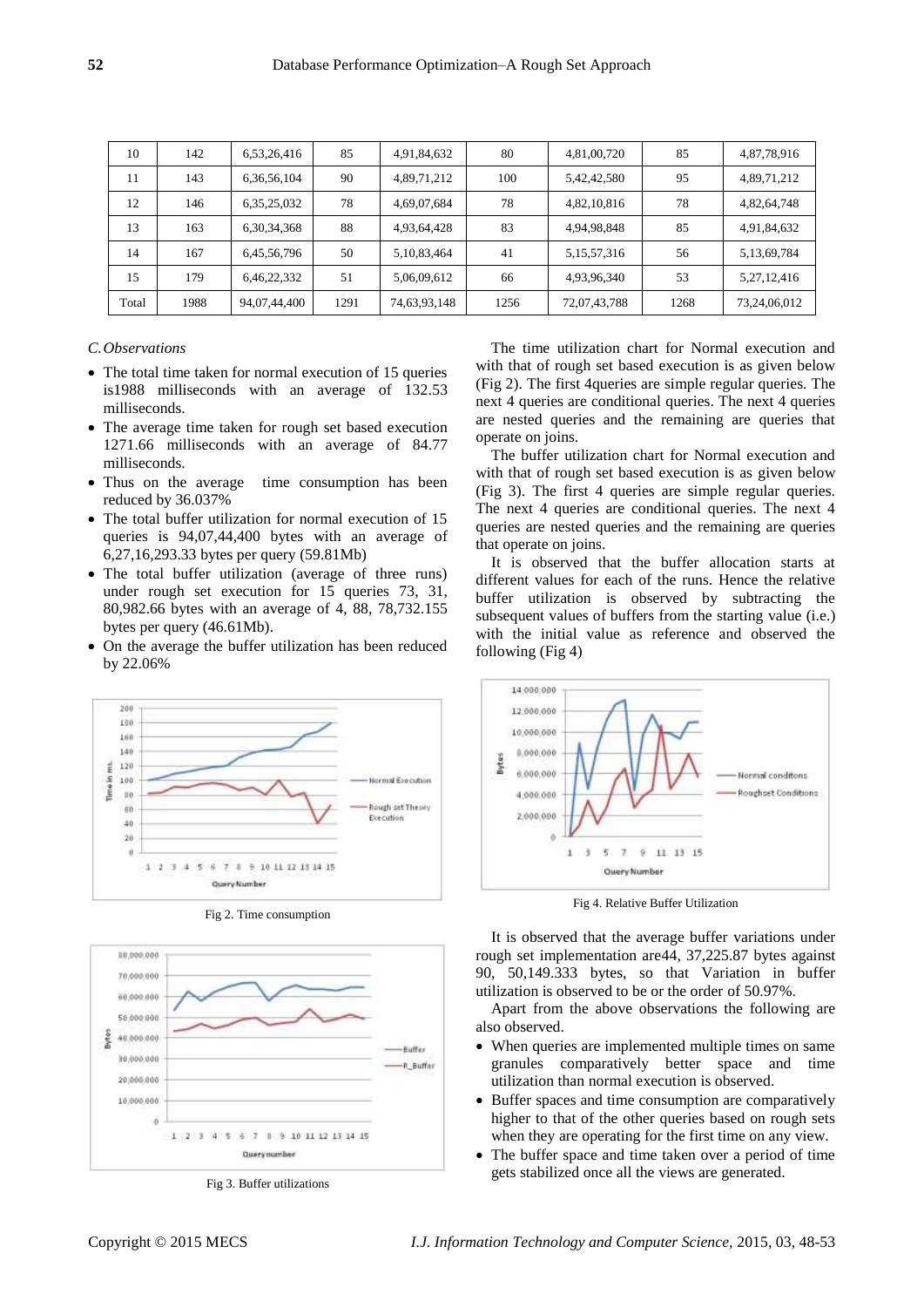| 10 | 142 | 6,53,26,416 | 85 | 4,91,84,632 | 80 | 4,81,00,720 | 85 | 4,87,78,916 |
|---|---|---|---|---|---|---|---|---|
| 11 | 143 | 6,36,56,104 | 90 | 4,89,71,212 | 100 | 5,42,42,580 | 95 | 4,89,71,212 |
| 12 | 146 | 6,35,25,032 | 78 | 4,69,07,684 | 78 | 4,82,10,816 | 78 | 4,82,64,748 |
| 13 | 163 | 6,30,34,368 | 88 | 4,93,64,428 | 83 | 4,94,98,848 | 85 | 4,91,84,632 |
| 14 | 167 | 6,45,56,796 | 50 | 5,10,83,464 | 41 | 5,15,57,316 | 56 | 5,13,69,784 |
| 15 | 179 | 6,46,22,332 | 51 | 5,06,09,612 | 66 | 4,93,96,340 | 53 | 5,27,12,416 |
| Total | 1988 | 94,07,44,400 | 1291 | 74,63,93,148 | 1256 | 72,07,43,788 | 1268 | 73,24,06,012 |

### *C. Observations*

- The total time taken for normal execution of 15 queries is1988 milliseconds with an average of 132.53 milliseconds.
- The average time taken for rough set based execution 1271.66 milliseconds with an average of 84.77 milliseconds.
- Thus on the average time consumption has been reduced by 36.037%
- The total buffer utilization for normal execution of 15 queries is 94,07,44,400 bytes with an average of 6,27,16,293.33 bytes per query (59.81Mb)
- The total buffer utilization (average of three runs) under rough set execution for 15 queries 73, 31, 80,982.66 bytes with an average of 4, 88, 78,732.155 bytes per query (46.61Mb).
- On the average the buffer utilization has been reduced by 22.06%

Fig 2. Time consumption

Fig 3. Buffer utilizations

The time utilization chart for Normal execution and with that of rough set based execution is as given below (Fig 2). The first 4queries are simple regular queries. The next 4 queries are conditional queries. The next 4 queries are nested queries and the remaining are queries that operate on joins.

The buffer utilization chart for Normal execution and with that of rough set based execution is as given below (Fig 3). The first 4 queries are simple regular queries. The next 4 queries are conditional queries. The next 4 queries are nested queries and the remaining are queries that operate on joins.

It is observed that the buffer allocation starts at different values for each of the runs. Hence the relative buffer utilization is observed by subtracting the subsequent values of buffers from the starting value (i.e.) with the initial value as reference and observed the following (Fig 4)

Fig 4. Relative Buffer Utilization

It is observed that the average buffer variations under rough set implementation are44, 37,225.87 bytes against 90, 50,149.333 bytes, so that Variation in buffer utilization is observed to be or the order of 50.97%.

Apart from the above observations the following are also observed.

- When queries are implemented multiple times on same granules comparatively better space and time utilization than normal execution is observed.
- Buffer spaces and time consumption are comparatively higher to that of the other queries based on rough sets when they are operating for the first time on any view.
- The buffer space and time taken over a period of time gets stabilized once all the views are generated.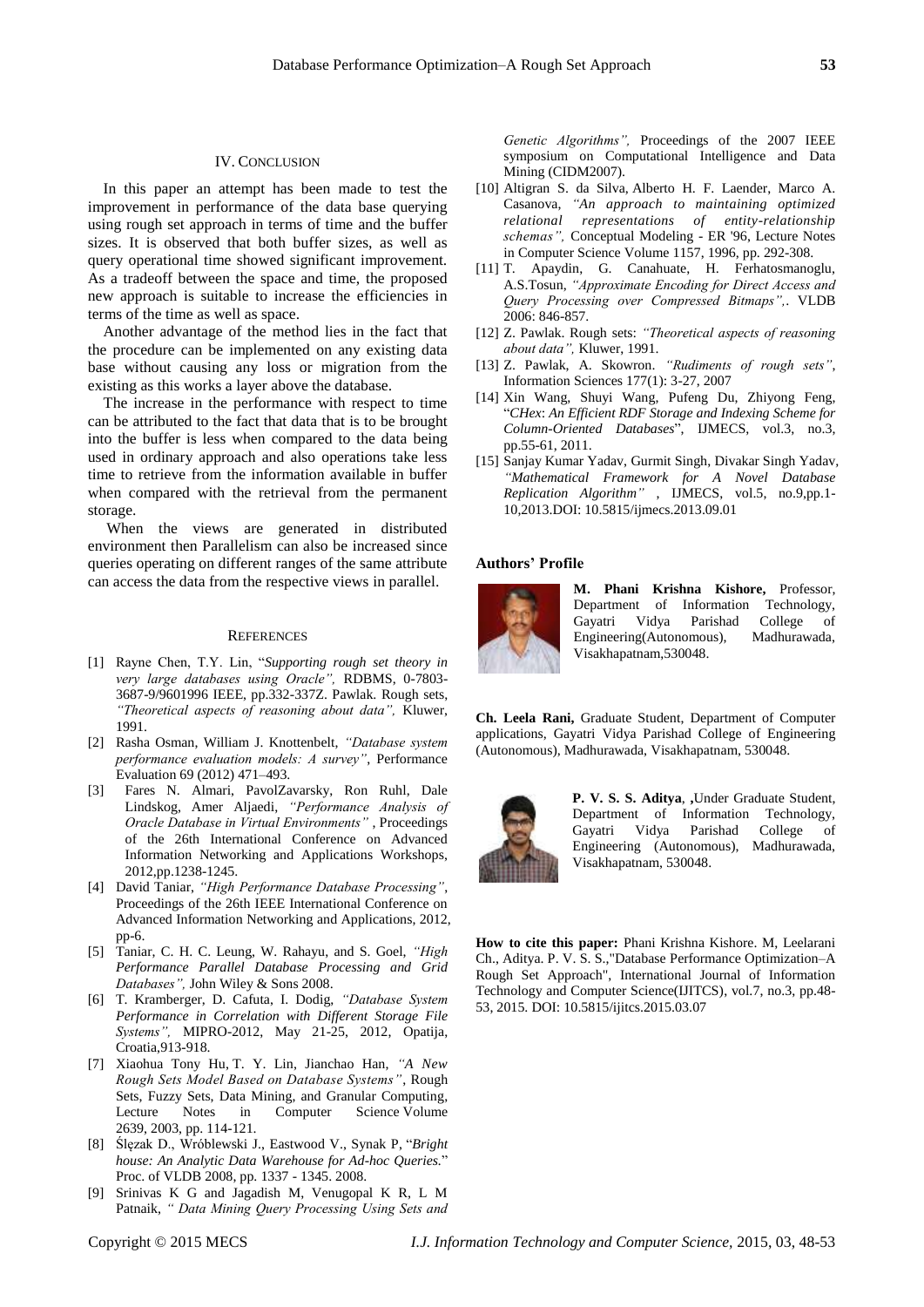## IV. Conclusion

In this paper an attempt has been made to test the improvement in performance of the data base querying using rough set approach in terms of time and the buffer sizes. It is observed that both buffer sizes, as well as query operational time showed significant improvement. As a tradeoff between the space and time, the proposed new approach is suitable to increase the efficiencies in terms of the time as well as space.

Another advantage of the method lies in the fact that the procedure can be implemented on any existing data base without causing any loss or migration from the existing as this works a layer above the database.

The increase in the performance with respect to time can be attributed to the fact that data that is to be brought into the buffer is less when compared to the data being used in ordinary approach and also operations take less time to retrieve from the information available in buffer when compared with the retrieval from the permanent storage.

When the views are generated in distributed environment then Parallelism can also be increased since queries operating on different ranges of the same attribute can access the data from the respective views in parallel.

## References

[1] Rayne Chen, T.Y. Lin, "*Supporting rough set theory in very large databases using Oracle",* RDBMS, 0-7803-3687-9/9601996 IEEE, pp.332-337Z. Pawlak. Rough sets, *"Theoretical aspects of reasoning about data",* Kluwer, 1991.

[2] Rasha Osman, William J. Knottenbelt, *"Database system performance evaluation models: A survey"*, Performance Evaluation 69 (2012) 471–493.

[3] Fares N. Almari, PavolZavarsky, Ron Ruhl, Dale Lindskog, Amer Aljaedi, *"Performance Analysis of Oracle Database in Virtual Environments"* , Proceedings of the 26th International Conference on Advanced Information Networking and Applications Workshops, 2012,pp.1238-1245.

[4] David Taniar, *"High Performance Database Processing"*, Proceedings of the 26th IEEE International Conference on Advanced Information Networking and Applications, 2012, pp-6.

[5] Taniar, C. H. C. Leung, W. Rahayu, and S. Goel, *"High Performance Parallel Database Processing and Grid Databases",* John Wiley & Sons 2008.

[6] T. Kramberger, D. Cafuta, I. Dodig, *"Database System Performance in Correlation with Different Storage File Systems",* MIPRO-2012, May 21-25, 2012, Opatija, Croatia,913-918.

[7] Xiaohua Tony Hu, T. Y. Lin, Jianchao Han, *"A New Rough Sets Model Based on Database Systems"*, Rough Sets, Fuzzy Sets, Data Mining, and Granular Computing, Lecture Notes in Computer Science Volume 2639, 2003, pp. 114-121.

[8] Ślęzak D., Wróblewski J., Eastwood V., Synak P, "*Bright house: An Analytic Data Warehouse for Ad-hoc Queries.*" Proc. of VLDB 2008, pp. 1337 - 1345. 2008.

[9] Srinivas K G and Jagadish M, Venugopal K R, L M Patnaik, *" Data Mining Query Processing Using Sets and Genetic Algorithms",* Proceedings of the 2007 IEEE symposium on Computational Intelligence and Data Mining (CIDM2007).

[10] Altigran S. da Silva, Alberto H. F. Laender, Marco A. Casanova, *"An approach to maintaining optimized relational representations of entity-relationship schemas",* Conceptual Modeling - ER '96, Lecture Notes in Computer Science Volume 1157, 1996, pp. 292-308.

[11] T. Apaydin, G. Canahuate, H. Ferhatosmanoglu, A.S.Tosun, *"Approximate Encoding for Direct Access and Query Processing over Compressed Bitmaps",*. VLDB 2006: 846-857.

[12] Z. Pawlak. Rough sets: *"Theoretical aspects of reasoning about data",* Kluwer, 1991.

[13] Z. Pawlak, A. Skowron. *"Rudiments of rough sets"*, Information Sciences 177(1): 3-27, 2007

[14] Xin Wang, Shuyi Wang, Pufeng Du, Zhiyong Feng, "*CHex*: *An Efficient RDF Storage and Indexing Scheme for Column-Oriented Databases*", IJMECS, vol.3, no.3, pp.55-61, 2011.

[15] Sanjay Kumar Yadav, Gurmit Singh, Divakar Singh Yadav, *"Mathematical Framework for A Novel Database Replication Algorithm"* , IJMECS, vol.5, no.9,pp.1-10,2013.DOI: 10.5815/ijmecs.2013.09.01

## Authors' Profile

**M. Phani Krishna Kishore,** Professor, Department of Information Technology, Gayatri Vidya Parishad College of Engineering(Autonomous), Madhurawada, Visakhapatnam,530048.

**Ch. Leela Rani,** Graduate Student, Department of Computer applications, Gayatri Vidya Parishad College of Engineering (Autonomous), Madhurawada, Visakhapatnam, 530048.

**P. V. S. S. Aditya**, **,**Under Graduate Student, Department of Information Technology, Gayatri Vidya Parishad College of Engineering (Autonomous), Madhurawada, Visakhapatnam, 530048.

**How to cite this paper:** Phani Krishna Kishore. M, Leelarani Ch., Aditya. P. V. S. S.,"Database Performance Optimization–A Rough Set Approach", International Journal of Information Technology and Computer Science(IJITCS), vol.7, no.3, pp.48-53, 2015. DOI: 10.5815/ijitcs.2015.03.07